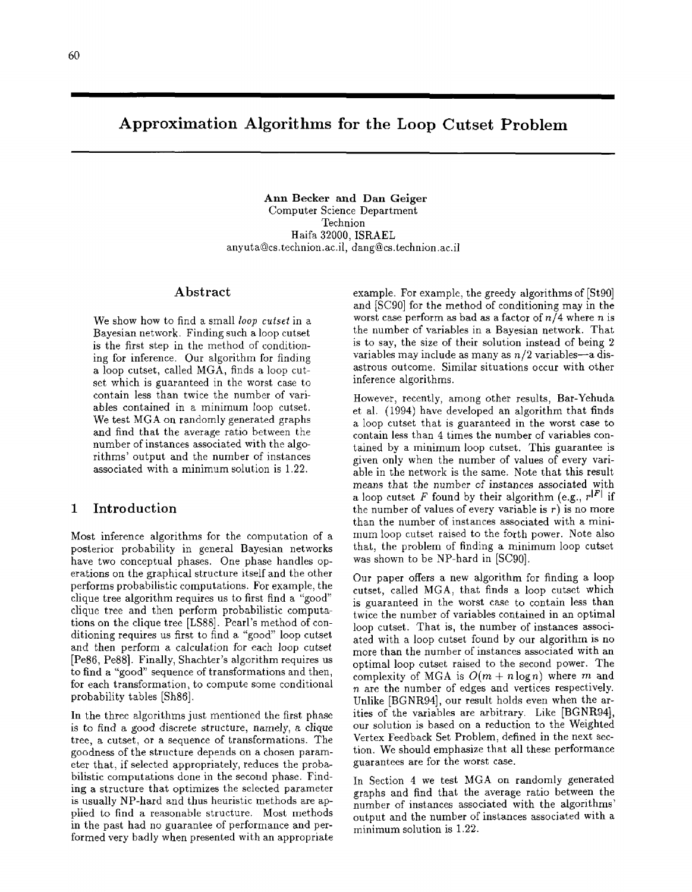# Approximation Algorithms for the Loop Cutset Problem

**Ann Becker and Dan Geiger**
Computer Science Department
Technion
Haifa 32000, ISRAEL
anyuta@cs.technion.ac.il, dang@cs.technion.ac.il

## Abstract

We show how to find a small *loop cutset* in a Bayesian network. Finding such a loop cutset is the first step in the method of conditioning for inference. Our algorithm for finding a loop cutset, called MGA, finds a loop cutset which is guaranteed in the worst case to contain less than twice the number of variables contained in a minimum loop cutset. We test MGA on randomly generated graphs and find that the average ratio between the number of instances associated with the algorithms' output and the number of instances associated with a minimum solution is 1.22.

## 1 Introduction

Most inference algorithms for the computation of a posterior probability in general Bayesian networks have two conceptual phases. One phase handles operations on the graphical structure itself and the other performs probabilistic computations. For example, the clique tree algorithm requires us to first find a "good" clique tree and then perform probabilistic computations on the clique tree [LS88]. Pearl's method of conditioning requires us first to find a "good" loop cutset and then perform a calculation for each loop cutset [Pe86, Pe88]. Finally, Shachter's algorithm requires us to find a "good" sequence of transformations and then, for each transformation, to compute some conditional probability tables [Sh86].

In the three algorithms just mentioned the first phase is to find a good discrete structure, namely, a clique tree, a cutset, or a sequence of transformations. The goodness of the structure depends on a chosen parameter that, if selected appropriately, reduces the probabilistic computations done in the second phase. Finding a structure that optimizes the selected parameter is usually NP-hard and thus heuristic methods are applied to find a reasonable structure. Most methods in the past had no guarantee of performance and performed very badly when presented with an appropriate example. For example, the greedy algorithms of [St90] and [SC90] for the method of conditioning may in the worst case perform as bad as a factor of $n/4$ where $n$ is the number of variables in a Bayesian network. That is to say, the size of their solution instead of being 2 variables may include as many as $n/2$ variables—a disastrous outcome. Similar situations occur with other inference algorithms.

However, recently, among other results, Bar-Yehuda et al. (1994) have developed an algorithm that finds a loop cutset that is guaranteed in the worst case to contain less than 4 times the number of variables contained by a minimum loop cutset. This guarantee is given only when the number of values of every variable in the network is the same. Note that this result means that the number of instances associated with a loop cutset $F$ found by their algorithm (e.g., $r^{|F|}$ if the number of values of every variable is $r$) is no more than the number of instances associated with a minimum loop cutset raised to the forth power. Note also that, the problem of finding a minimum loop cutset was shown to be NP-hard in [SC90].

Our paper offers a new algorithm for finding a loop cutset, called MGA, that finds a loop cutset which is guaranteed in the worst case to contain less than twice the number of variables contained in an optimal loop cutset. That is, the number of instances associated with a loop cutset found by our algorithm is no more than the number of instances associated with an optimal loop cutset raised to the second power. The complexity of MGA is $O(m + n \log n)$ where $m$ and $n$ are the number of edges and vertices respectively. Unlike [BGNR94], our result holds even when the arities of the variables are arbitrary. Like [BGNR94], our solution is based on a reduction to the Weighted Vertex Feedback Set Problem, defined in the next section. We should emphasize that all these performance guarantees are for the worst case.

In Section 4 we test MGA on randomly generated graphs and find that the average ratio between the number of instances associated with the algorithms' output and the number of instances associated with a minimum solution is 1.22.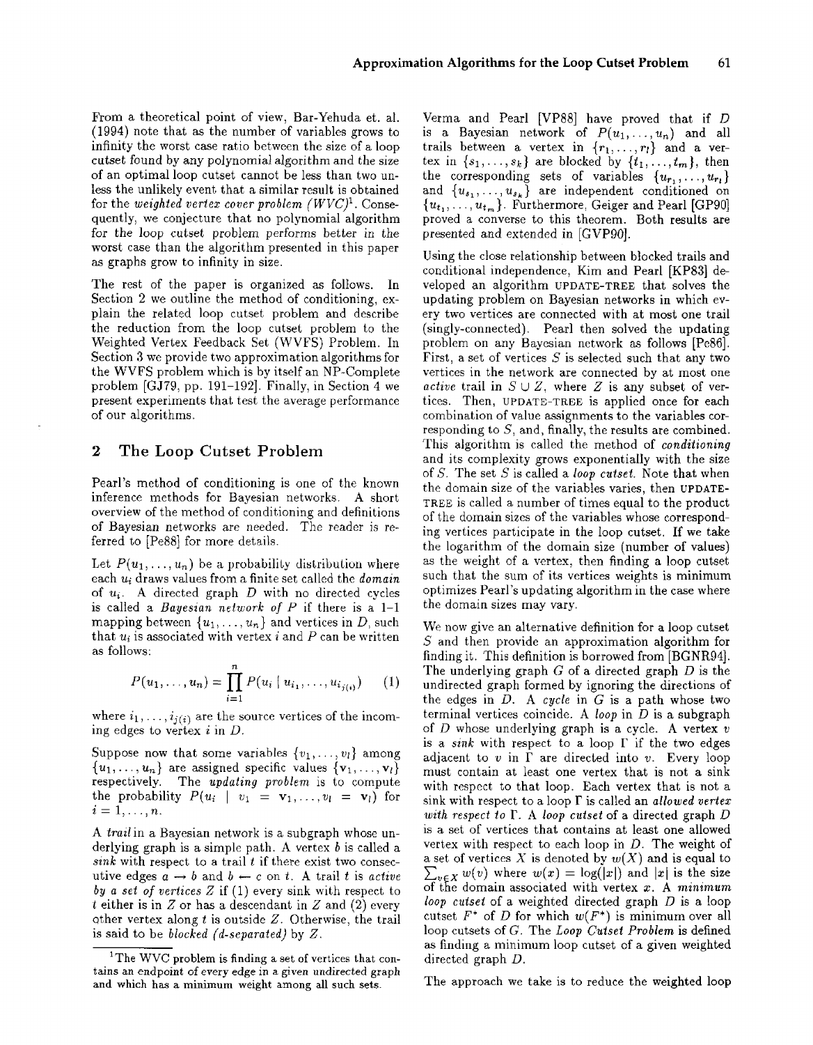From a theoretical point of view, Bar-Yehuda et. al. (1994) note that as the number of variables grows to infinity the worst case ratio between the size of a loop cutset found by any polynomial algorithm and the size of an optimal loop cutset cannot be less than two unless the unlikely event that a similar result is obtained for the *weighted vertex cover problem (WVC)*[1]. Consequently, we conjecture that no polynomial algorithm for the loop cutset problem performs better in the worst case than the algorithm presented in this paper as graphs grow to infinity in size.

The rest of the paper is organized as follows. In Section 2 we outline the method of conditioning, explain the related loop cutset problem and describe the reduction from the loop cutset problem to the Weighted Vertex Feedback Set (WVFS) Problem. In Section 3 we provide two approximation algorithms for the WVFS problem which is by itself an NP-Complete problem [GJ79, pp. 191–192]. Finally, in Section 4 we present experiments that test the average performance of our algorithms.

## 2 The Loop Cutset Problem

Pearl's method of conditioning is one of the known inference methods for Bayesian networks. A short overview of the method of conditioning and definitions of Bayesian networks are needed. The reader is referred to [Pe88] for more details.

Let $P(u_1, \ldots, u_n)$ be a probability distribution where each $u_i$ draws values from a finite set called the *domain* of $u_i$. A directed graph $D$ with no directed cycles is called a *Bayesian network of P* if there is a 1–1 mapping between $\{u_1, \ldots, u_n\}$ and vertices in $D$, such that $u_i$ is associated with vertex $i$ and $P$ can be written as follows:

$$P(u_1, \ldots, u_n) = \prod_{i=1}^{n} P(u_i \mid u_{i_1}, \ldots, u_{i_{j(i)}}) \qquad (1)$$

where $i_1, \ldots, i_{j(i)}$ are the source vertices of the incoming edges to vertex $i$ in $D$.

Suppose now that some variables $\{v_1, \ldots, v_l\}$ among $\{u_1, \ldots, u_n\}$ are assigned specific values $\{\mathrm{v}_1, \ldots, \mathrm{v}_l\}$ respectively. The *updating problem* is to compute the probability $P(u_i \mid v_1 = \mathrm{v}_1, \ldots, v_l = \mathrm{v}_l)$ for $i = 1, \ldots, n$.

A *trail* in a Bayesian network is a subgraph whose underlying graph is a simple path. A vertex $b$ is called a *sink* with respect to a trail $t$ if there exist two consecutive edges $a \rightarrow b$ and $b \leftarrow c$ on $t$. A trail $t$ is *active by a set of vertices Z* if (1) every sink with respect to $t$ either is in $Z$ or has a descendant in $Z$ and (2) every other vertex along $t$ is outside $Z$. Otherwise, the trail is said to be *blocked (d-separated)* by $Z$.

[1]The WVC problem is finding a set of vertices that contains an endpoint of every edge in a given undirected graph and which has a minimum weight among all such sets.

Verma and Pearl [VP88] have proved that if $D$ is a Bayesian network of $P(u_1, \ldots, u_n)$ and all trails between a vertex in $\{r_1, \ldots, r_l\}$ and a vertex in $\{s_1, \ldots, s_k\}$ are blocked by $\{t_1, \ldots, t_m\}$, then the corresponding sets of variables $\{u_{r_1}, \ldots, u_{r_l}\}$ and $\{u_{s_1}, \ldots, u_{s_k}\}$ are independent conditioned on $\{u_{t_1}, \ldots, u_{t_m}\}$. Furthermore, Geiger and Pearl [GP90] proved a converse to this theorem. Both results are presented and extended in [GVP90].

Using the close relationship between blocked trails and conditional independence, Kim and Pearl [KP83] developed an algorithm UPDATE-TREE that solves the updating problem on Bayesian networks in which every two vertices are connected with at most one trail (singly-connected). Pearl then solved the updating problem on any Bayesian network as follows [Pe86]. First, a set of vertices $S$ is selected such that any two vertices in the network are connected by at most one *active* trail in $S \cup Z$, where $Z$ is any subset of vertices. Then, UPDATE-TREE is applied once for each combination of value assignments to the variables corresponding to $S$, and, finally, the results are combined. This algorithm is called the method of *conditioning* and its complexity grows exponentially with the size of $S$. The set $S$ is called a *loop cutset*. Note that when the domain size of the variables varies, then UPDATE-TREE is called a number of times equal to the product of the domain sizes of the variables whose corresponding vertices participate in the loop cutset. If we take the logarithm of the domain size (number of values) as the weight of a vertex, then finding a loop cutset such that the sum of its vertices weights is minimum optimizes Pearl's updating algorithm in the case where the domain sizes may vary.

We now give an alternative definition for a loop cutset $S$ and then provide an approximation algorithm for finding it. This definition is borrowed from [BGNR94]. The underlying graph $G$ of a directed graph $D$ is the undirected graph formed by ignoring the directions of the edges in $D$. A *cycle* in $G$ is a path whose two terminal vertices coincide. A *loop* in $D$ is a subgraph of $D$ whose underlying graph is a cycle. A vertex $v$ is a *sink* with respect to a loop $\Gamma$ if the two edges adjacent to $v$ in $\Gamma$ are directed into $v$. Every loop must contain at least one vertex that is not a sink with respect to that loop. Each vertex that is not a sink with respect to a loop $\Gamma$ is called an *allowed vertex with respect to* $\Gamma$. A *loop cutset* of a directed graph $D$ is a set of vertices that contains at least one allowed vertex with respect to each loop in $D$. The weight of a set of vertices $X$ is denoted by $w(X)$ and is equal to $\sum_{v \in X} w(v)$ where $w(x) = \log(|x|)$ and $|x|$ is the size of the domain associated with vertex $x$. A *minimum loop cutset* of a weighted directed graph $D$ is a loop cutset $F^*$ of $D$ for which $w(F^*)$ is minimum over all loop cutsets of $G$. The *Loop Cutset Problem* is defined as finding a minimum loop cutset of a given weighted directed graph $D$.

The approach we take is to reduce the weighted loop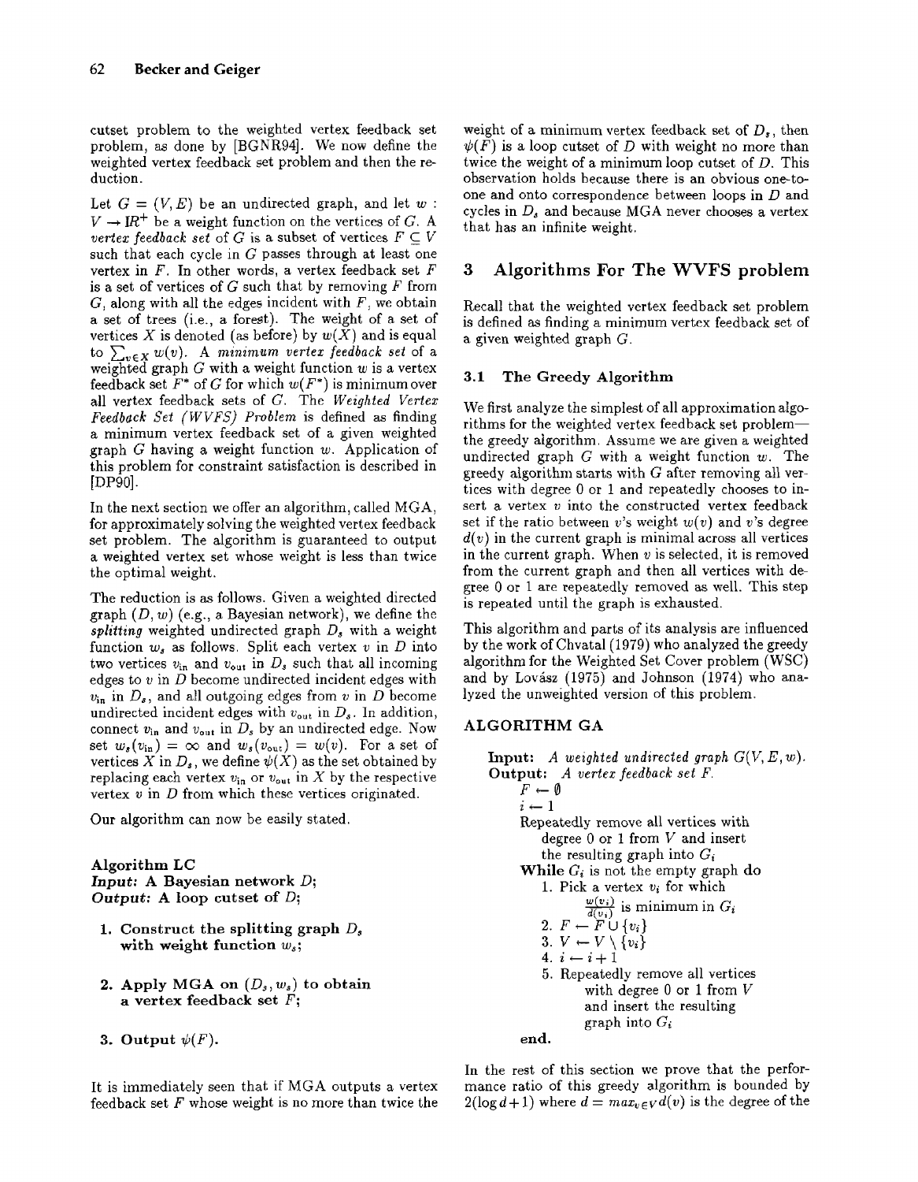cutset problem to the weighted vertex feedback set problem, as done by [BGNR94]. We now define the weighted vertex feedback set problem and then the reduction.

Let $G = (V, E)$ be an undirected graph, and let $w : V \rightarrow \mathbb{R}^+$ be a weight function on the vertices of $G$. A *vertex feedback set* of $G$ is a subset of vertices $F \subseteq V$ such that each cycle in $G$ passes through at least one vertex in $F$. In other words, a vertex feedback set $F$ is a set of vertices of $G$ such that by removing $F$ from $G$, along with all the edges incident with $F$, we obtain a set of trees (i.e., a forest). The weight of a set of vertices $X$ is denoted (as before) by $w(X)$ and is equal to $\sum_{v \in X} w(v)$. A *minimum vertex feedback set* of a weighted graph $G$ with a weight function $w$ is a vertex feedback set $F^*$ of $G$ for which $w(F^*)$ is minimum over all vertex feedback sets of $G$. The *Weighted Vertex Feedback Set (WVFS) Problem* is defined as finding a minimum vertex feedback set of a given weighted graph $G$ having a weight function $w$. Application of this problem for constraint satisfaction is described in [DP90].

In the next section we offer an algorithm, called MGA, for approximately solving the weighted vertex feedback set problem. The algorithm is guaranteed to output a weighted vertex set whose weight is less than twice the optimal weight.

The reduction is as follows. Given a weighted directed graph $(D, w)$ (e.g., a Bayesian network), we define the *splitting* weighted undirected graph $D_s$ with a weight function $w_s$ as follows. Split each vertex $v$ in $D$ into two vertices $v_{\text{in}}$ and $v_{\text{out}}$ in $D_s$ such that all incoming edges to $v$ in $D$ become undirected incident edges with $v_{\text{in}}$ in $D_s$, and all outgoing edges from $v$ in $D$ become undirected incident edges with $v_{\text{out}}$ in $D_s$. In addition, connect $v_{\text{in}}$ and $v_{\text{out}}$ in $D_s$ by an undirected edge. Now set $w_s(v_{\text{in}}) = \infty$ and $w_s(v_{\text{out}}) = w(v)$. For a set of vertices $X$ in $D_s$, we define $\psi(X)$ as the set obtained by replacing each vertex $v_{\text{in}}$ or $v_{\text{out}}$ in $X$ by the respective vertex $v$ in $D$ from which these vertices originated.

Our algorithm can now be easily stated.

**Algorithm LC**
***Input:* A Bayesian network $D$;**
***Output:* A loop cutset of $D$;**

1. **Construct the splitting graph $D_s$ with weight function $w_s$;**
2. **Apply MGA on $(D_s, w_s)$ to obtain a vertex feedback set $F$;**
3. **Output $\psi(F)$.**

It is immediately seen that if MGA outputs a vertex feedback set $F$ whose weight is no more than twice the weight of a minimum vertex feedback set of $D_s$, then $\psi(F)$ is a loop cutset of $D$ with weight no more than twice the weight of a minimum loop cutset of $D$. This observation holds because there is an obvious one-to-one and onto correspondence between loops in $D$ and cycles in $D_s$ and because MGA never chooses a vertex that has an infinite weight.

## 3 Algorithms For The WVFS problem

Recall that the weighted vertex feedback set problem is defined as finding a minimum vertex feedback set of a given weighted graph $G$.

### 3.1 The Greedy Algorithm

We first analyze the simplest of all approximation algorithms for the weighted vertex feedback set problem—the greedy algorithm. Assume we are given a weighted undirected graph $G$ with a weight function $w$. The greedy algorithm starts with $G$ after removing all vertices with degree 0 or 1 and repeatedly chooses to insert a vertex $v$ into the constructed vertex feedback set if the ratio between $v$'s weight $w(v)$ and $v$'s degree $d(v)$ in the current graph is minimal across all vertices in the current graph. When $v$ is selected, it is removed from the current graph and then all vertices with degree 0 or 1 are repeatedly removed as well. This step is repeated until the graph is exhausted.

This algorithm and parts of its analysis are influenced by the work of Chvatal (1979) who analyzed the greedy algorithm for the Weighted Set Cover problem (WSC) and by Lovász (1975) and Johnson (1974) who analyzed the unweighted version of this problem.

**ALGORITHM GA**

**Input:** *A weighted undirected graph $G(V, E, w)$.*
**Output:** *A vertex feedback set $F$.*

$F \leftarrow \emptyset$
$i \leftarrow 1$
Repeatedly remove all vertices with degree 0 or 1 from $V$ and insert the resulting graph into $G_i$
**While** $G_i$ is not the empty graph **do**
1. Pick a vertex $v_i$ for which $\frac{w(v_i)}{d(v_i)}$ is minimum in $G_i$
2. $F \leftarrow F \cup \{v_i\}$
3. $V \leftarrow V \setminus \{v_i\}$
4. $i \leftarrow i + 1$
5. Repeatedly remove all vertices with degree 0 or 1 from $V$ and insert the resulting graph into $G_i$

**end.**

In the rest of this section we prove that the performance ratio of this greedy algorithm is bounded by $2(\log d + 1)$ where $d = max_{v \in V} d(v)$ is the degree of the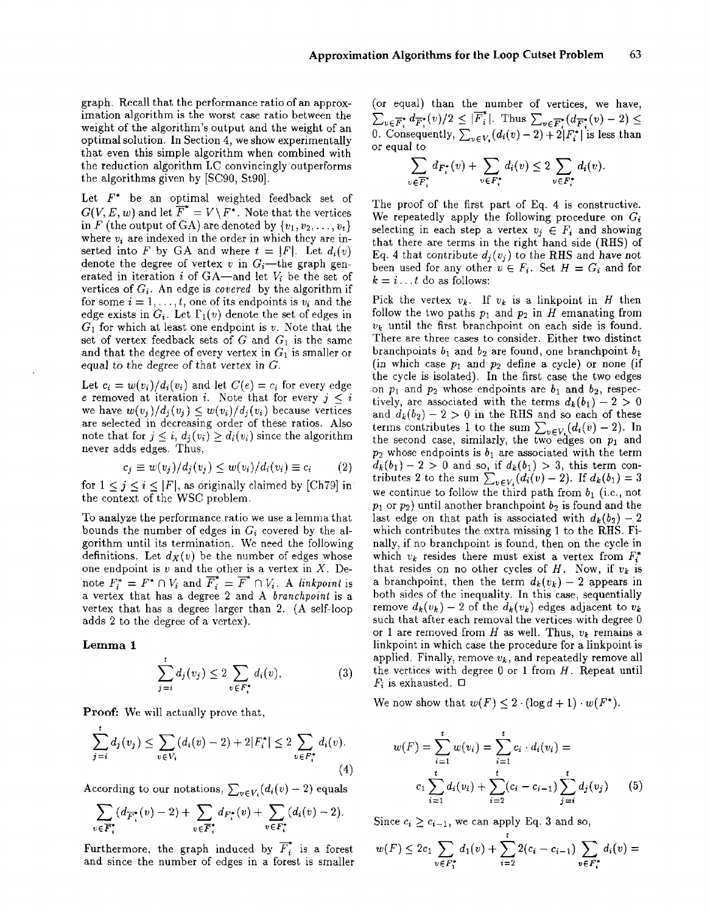graph. Recall that the performance ratio of an approximation algorithm is the worst case ratio between the weight of the algorithm's output and the weight of an optimal solution. In Section 4, we show experimentally that even this simple algorithm when combined with the reduction algorithm LC convincingly outperforms the algorithms given by [SC90, St90].

Let $F^*$ be an optimal weighted feedback set of $G(V, E, w)$ and let $\overline{F^*} = V \setminus F^*$. Note that the vertices in $F$ (the output of GA) are denoted by $\{v_1, v_2, \ldots, v_t\}$ where $v_i$ are indexed in the order in which they are inserted into $F$ by GA and where $t = |F|$. Let $d_i(v)$ denote the degree of vertex $v$ in $G_i$—the graph generated in iteration $i$ of GA—and let $V_i$ be the set of vertices of $G_i$. An edge is *covered* by the algorithm if for some $i = 1, \ldots, t$, one of its endpoints is $v_i$ and the edge exists in $G_i$. Let $\Gamma_1(v)$ denote the set of edges in $G_1$ for which at least one endpoint is $v$. Note that the set of vertex feedback sets of $G$ and $G_1$ is the same and that the degree of every vertex in $G_1$ is smaller or equal to the degree of that vertex in $G$.

Let $c_i = w(v_i)/d_i(v_i)$ and let $C(e) = c_i$ for every edge $e$ removed at iteration $i$. Note that for every $j \leq i$ we have $w(v_j)/d_j(v_j) \leq w(v_i)/d_j(v_i)$ because vertices are selected in decreasing order of these ratios. Also note that for $j \leq i$, $d_j(v_i) \geq d_i(v_i)$ since the algorithm never adds edges. Thus,

$$c_j \equiv w(v_j)/d_j(v_j) \leq w(v_i)/d_i(v_i) \equiv c_i \tag{2}$$

for $1 \leq j \leq i \leq |F|$, as originally claimed by [Ch79] in the context of the WSC problem.

To analyze the performance ratio we use a lemma that bounds the number of edges in $G_i$ covered by the algorithm until its termination. We need the following definitions. Let $d_X(v)$ be the number of edges whose one endpoint is $v$ and the other is a vertex in $X$. Denote $F_i^* = F^* \cap V_i$ and $\overline{F_i^*} = \overline{F^*} \cap V_i$. A *linkpoint* is a vertex that has a degree 2 and A *branchpoint* is a vertex that has a degree larger than 2. (A self-loop adds 2 to the degree of a vertex).

**Lemma 1**

$$\sum_{j=i}^{t} d_j(v_j) \leq 2 \sum_{v \in F_i^*} d_i(v), \tag{3}$$

**Proof:** We will actually prove that,

$$\sum_{j=i}^{t} d_j(v_j) \leq \sum_{v \in V_i} (d_i(v) - 2) + 2|F_i^*| \leq 2 \sum_{v \in F_i^*} d_i(v). \tag{4}$$

According to our notations, $\sum_{v \in V_i} (d_i(v) - 2)$ equals

$$\sum_{v \in \overline{F_i^*}} (d_{\overline{F_i^*}}(v) - 2) + \sum_{v \in \overline{F_i^*}} d_{F_i^*}(v) + \sum_{v \in F_i^*} (d_i(v) - 2).$$

Furthermore, the graph induced by $\overline{F_i^*}$ is a forest and since the number of edges in a forest is smaller (or equal) than the number of vertices, we have, $\sum_{v \in \overline{F_i^*}} d_{\overline{F_i^*}}(v)/2 \leq |\overline{F_i^*}|$. Thus $\sum_{v \in \overline{F_i^*}} (d_{\overline{F_i^*}}(v) - 2) \leq 0$. Consequently, $\sum_{v \in V_i} (d_i(v) - 2) + 2|F_i^*|$ is less than or equal to

$$\sum_{v \in \overline{F_i^*}} d_{F_i^*}(v) + \sum_{v \in F_i^*} d_i(v) \leq 2 \sum_{v \in F_i^*} d_i(v).$$

The proof of the first part of Eq. 4 is constructive. We repeatedly apply the following procedure on $G_i$ selecting in each step a vertex $v_j \in F_i$ and showing that there are terms in the right hand side (RHS) of Eq. 4 that contribute $d_j(v_j)$ to the RHS and have not been used for any other $v \in F_i$. Set $H = G_i$ and for $k = i \ldots t$ do as follows:

Pick the vertex $v_k$. If $v_k$ is a linkpoint in $H$ then follow the two paths $p_1$ and $p_2$ in $H$ emanating from $v_k$ until the first branchpoint on each side is found. There are three cases to consider. Either two distinct branchpoints $b_1$ and $b_2$ are found, one branchpoint $b_1$ (in which case $p_1$ and $p_2$ define a cycle) or none (if the cycle is isolated). In the first case the two edges on $p_1$ and $p_2$ whose endpoints are $b_1$ and $b_2$, respectively, are associated with the terms $d_k(b_1) - 2 > 0$ and $d_k(b_2) - 2 > 0$ in the RHS and so each of these terms contributes 1 to the sum $\sum_{v \in V_i} (d_i(v) - 2)$. In the second case, similarly, the two edges on $p_1$ and $p_2$ whose endpoints is $b_1$ are associated with the term $d_k(b_1) - 2 > 0$ and so, if $d_k(b_1) > 3$, this term contributes 2 to the sum $\sum_{v \in V_i} (d_i(v) - 2)$. If $d_k(b_1) = 3$ we continue to follow the third path from $b_1$ (i.e., not $p_1$ or $p_2$) until another branchpoint $b_2$ is found and the last edge on that path is associated with $d_k(b_2) - 2$ which contributes the extra missing 1 to the RHS. Finally, if no branchpoint is found, then on the cycle in which $v_k$ resides there must exist a vertex from $F_i^*$ that resides on no other cycles of $H$. Now, if $v_k$ is a branchpoint, then the term $d_k(v_k) - 2$ appears in both sides of the inequality. In this case, sequentially remove $d_k(v_k) - 2$ of the $d_k(v_k)$ edges adjacent to $v_k$ such that after each removal the vertices with degree 0 or 1 are removed from $H$ as well. Thus, $v_k$ remains a linkpoint in which case the procedure for a linkpoint is applied. Finally, remove $v_k$, and repeatedly remove all the vertices with degree 0 or 1 from $H$. Repeat until $F_i$ is exhausted. □

We now show that $w(F) \leq 2 \cdot (\log d + 1) \cdot w(F^*)$.

$$w(F) = \sum_{i=1}^{t} w(v_i) = \sum_{i=1}^{t} c_i \cdot d_i(v_i) =$$

$$c_1 \sum_{i=1}^{t} d_i(v_i) + \sum_{i=2}^{t} (c_i - c_{i-1}) \sum_{j=i}^{t} d_j(v_j) \tag{5}$$

Since $c_i \geq c_{i-1}$, we can apply Eq. 3 and so,

$$w(F) \leq 2c_1 \sum_{v \in F_1^*} d_1(v) + \sum_{i=2}^{t} 2(c_i - c_{i-1}) \sum_{v \in F_i^*} d_i(v) =$$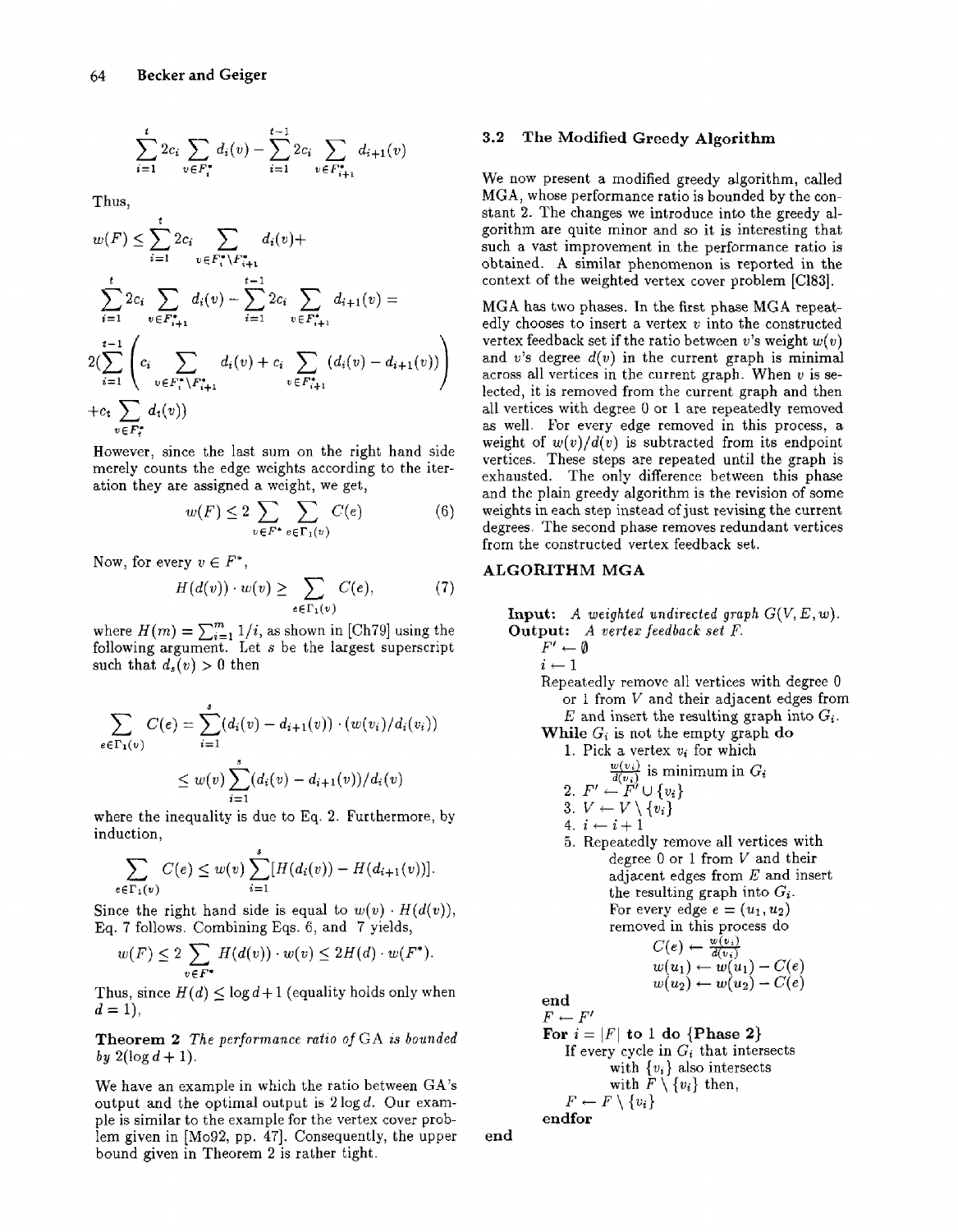$$\sum_{i=1}^{t} 2c_i \sum_{v \in F_i^*} d_i(v) - \sum_{i=1}^{t-1} 2c_i \sum_{v \in F_{i+1}^*} d_{i+1}(v)$$

Thus,

$$w(F) \leq \sum_{i=1}^{t} 2c_i \sum_{v \in F_i^* \setminus F_{i+1}^*} d_i(v) +$$

$$\sum_{i=1}^{t} 2c_i \sum_{v \in F_{i+1}^*} d_i(v) - \sum_{i=1}^{t-1} 2c_i \sum_{v \in F_{i+1}^*} d_{i+1}(v) =$$

$$2(\sum_{i=1}^{t-1} \left( c_i \sum_{v \in F_i^* \setminus F_{i+1}^*} d_i(v) + c_i \sum_{v \in F_{i+1}^*} (d_i(v) - d_{i+1}(v)) \right)$$

$$+ c_t \sum_{v \in F_t^*} d_t(v))$$

However, since the last sum on the right hand side merely counts the edge weights according to the iteration they are assigned a weight, we get,

$$w(F) \leq 2 \sum_{v \in F^*} \sum_{e \in \Gamma_1(v)} C(e) \tag{6}$$

Now, for every $v \in F^*$,

$$H(d(v)) \cdot w(v) \geq \sum_{e \in \Gamma_1(v)} C(e), \tag{7}$$

where $H(m) = \sum_{i=1}^{m} 1/i$, as shown in [Ch79] using the following argument. Let $s$ be the largest superscript such that $d_s(v) > 0$ then

$$\sum_{e \in \Gamma_1(v)} C(e) = \sum_{i=1}^{s} (d_i(v) - d_{i+1}(v)) \cdot (w(v_i)/d_i(v_i))$$

$$\leq w(v) \sum_{i=1}^{s} (d_i(v) - d_{i+1}(v))/d_i(v)$$

where the inequality is due to Eq. 2. Furthermore, by induction,

$$\sum_{e \in \Gamma_1(v)} C(e) \leq w(v) \sum_{i=1}^{s} [H(d_i(v)) - H(d_{i+1}(v))].$$

Since the right hand side is equal to $w(v) \cdot H(d(v))$, Eq. 7 follows. Combining Eqs. 6, and 7 yields,

$$w(F) \leq 2 \sum_{v \in F^*} H(d(v)) \cdot w(v) \leq 2H(d) \cdot w(F^*).$$

Thus, since $H(d) \leq \log d + 1$ (equality holds only when $d = 1$),

**Theorem 2** *The performance ratio of* GA *is bounded by* $2(\log d + 1)$.

We have an example in which the ratio between GA's output and the optimal output is $2 \log d$. Our example is similar to the example for the vertex cover problem given in [Mo92, pp. 47]. Consequently, the upper bound given in Theorem 2 is rather tight.

### 3.2 The Modified Greedy Algorithm

We now present a modified greedy algorithm, called MGA, whose performance ratio is bounded by the constant 2. The changes we introduce into the greedy algorithm are quite minor and so it is interesting that such a vast improvement in the performance ratio is obtained. A similar phenomenon is reported in the context of the weighted vertex cover problem [Cl83].

MGA has two phases. In the first phase MGA repeatedly chooses to insert a vertex $v$ into the constructed vertex feedback set if the ratio between $v$'s weight $w(v)$ and $v$'s degree $d(v)$ in the current graph is minimal across all vertices in the current graph. When $v$ is selected, it is removed from the current graph and then all vertices with degree 0 or 1 are repeatedly removed as well. For every edge removed in this process, a weight of $w(v)/d(v)$ is subtracted from its endpoint vertices. These steps are repeated until the graph is exhausted. The only difference between this phase and the plain greedy algorithm is the revision of some weights in each step instead of just revising the current degrees. The second phase removes redundant vertices from the constructed vertex feedback set.

**ALGORITHM MGA**

**Input:** *A weighted undirected graph* $G(V, E, w)$.
**Output:** *A vertex feedback set* $F$.

> $F' \leftarrow \emptyset$
> $i \leftarrow 1$
> Repeatedly remove all vertices with degree 0 or 1 from $V$ and their adjacent edges from $E$ and insert the resulting graph into $G_i$.
> **While** $G_i$ is not the empty graph **do**
> 1. Pick a vertex $v_i$ for which $\frac{w(v_i)}{d(v_i)}$ is minimum in $G_i$
> 2. $F' \leftarrow F' \cup \{v_i\}$
> 3. $V \leftarrow V \setminus \{v_i\}$
> 4. $i \leftarrow i + 1$
> 5. Repeatedly remove all vertices with degree 0 or 1 from $V$ and their adjacent edges from $E$ and insert the resulting graph into $G_i$.
>    For every edge $e = (u_1, u_2)$ removed in this process do
>    $C(e) \leftarrow \frac{w(v_i)}{d(v_i)}$
>    $w(u_1) \leftarrow w(u_1) - C(e)$
>    $w(u_2) \leftarrow w(u_2) - C(e)$
>
> **end**
> $F \leftarrow F'$
> **For** $i = |F|$ **to** 1 **do** **{Phase 2}**
> If every cycle in $G_i$ that intersects with $\{v_i\}$ also intersects with $F \setminus \{v_i\}$ then,
> $F \leftarrow F \setminus \{v_i\}$
> **endfor**
>
> **end**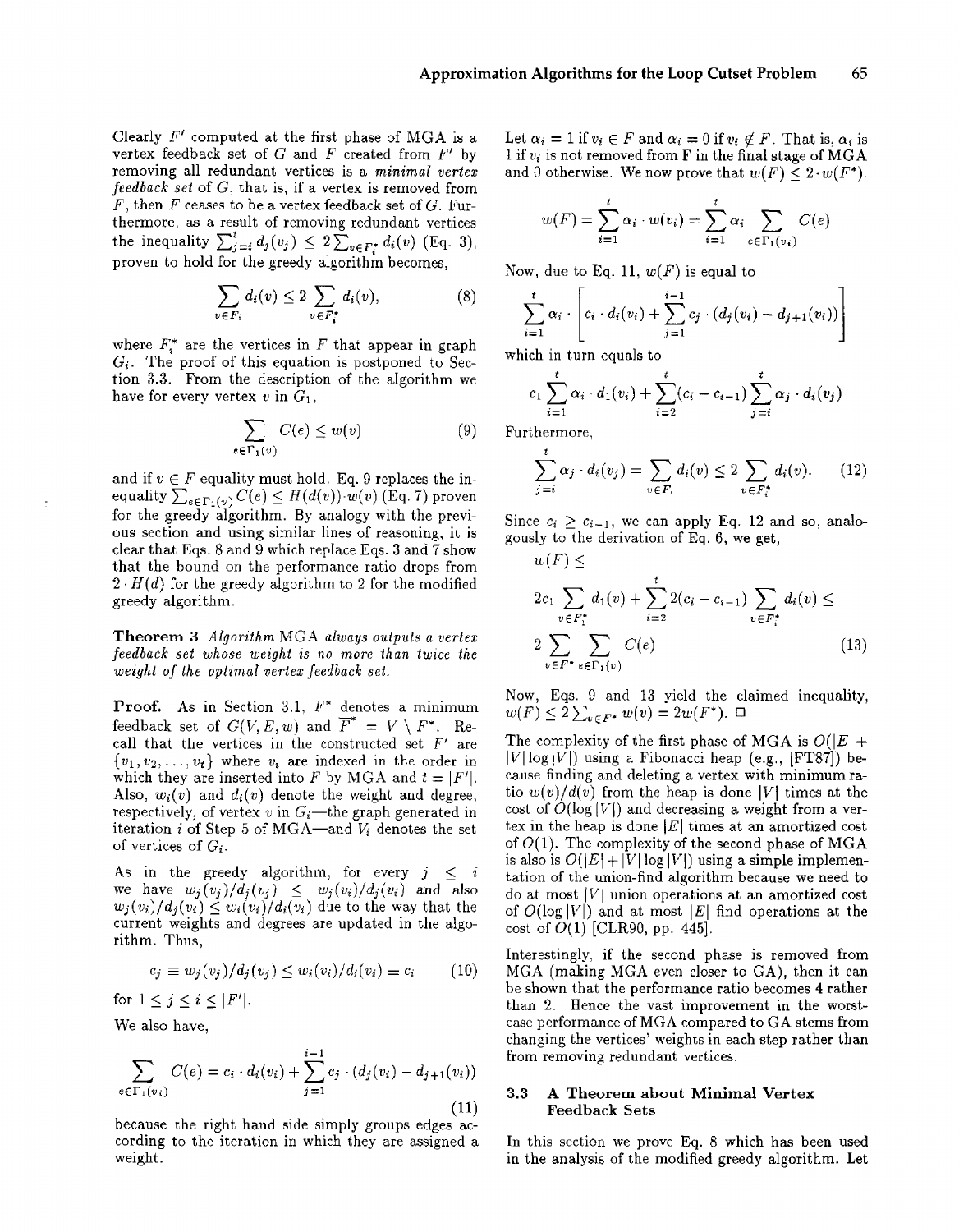Clearly $F'$ computed at the first phase of MGA is a vertex feedback set of $G$ and $F$ created from $F'$ by removing all redundant vertices is a *minimal vertex feedback set* of $G$, that is, if a vertex is removed from $F$, then $F$ ceases to be a vertex feedback set of $G$. Furthermore, as a result of removing redundant vertices the inequality $\sum_{j=i}^{t} d_j(v_j) \leq 2 \sum_{v \in F_i^*} d_i(v)$ (Eq. 3), proven to hold for the greedy algorithm becomes,

$$\sum_{v \in F_i} d_i(v) \leq 2 \sum_{v \in F_i^*} d_i(v), \tag{8}$$

where $F_i^*$ are the vertices in $F$ that appear in graph $G_i$. The proof of this equation is postponed to Section 3.3. From the description of the algorithm we have for every vertex $v$ in $G_1$,

$$\sum_{e \in \Gamma_1(v)} C(e) \leq w(v) \tag{9}$$

and if $v \in F$ equality must hold. Eq. 9 replaces the inequality $\sum_{e \in \Gamma_1(v)} C(e) \leq H(d(v)) \cdot w(v)$ (Eq. 7) proven for the greedy algorithm. By analogy with the previous section and using similar lines of reasoning, it is clear that Eqs. 8 and 9 which replace Eqs. 3 and 7 show that the bound on the performance ratio drops from $2 \cdot H(d)$ for the greedy algorithm to 2 for the modified greedy algorithm.

**Theorem 3** *Algorithm* MGA *always outputs a vertex feedback set whose weight is no more than twice the weight of the optimal vertex feedback set.*

**Proof.** As in Section 3.1, $F^*$ denotes a minimum feedback set of $G(V, E, w)$ and $\overline{F^*} = V \setminus F^*$. Recall that the vertices in the constructed set $F'$ are $\{v_1, v_2, \ldots, v_t\}$ where $v_i$ are indexed in the order in which they are inserted into $F$ by MGA and $t = |F'|$. Also, $w_i(v)$ and $d_i(v)$ denote the weight and degree, respectively, of vertex $v$ in $G_i$—the graph generated in iteration $i$ of Step 5 of MGA—and $V_i$ denotes the set of vertices of $G_i$.

As in the greedy algorithm, for every $j \leq i$ we have $w_j(v_j)/d_j(v_j) \leq w_j(v_i)/d_j(v_i)$ and also $w_j(v_i)/d_j(v_i) \leq w_i(v_i)/d_i(v_i)$ due to the way that the current weights and degrees are updated in the algorithm. Thus,

$$c_j \equiv w_j(v_j)/d_j(v_j) \leq w_i(v_i)/d_i(v_i) \equiv c_i \tag{10}$$

for $1 \leq j \leq i \leq |F'|$.

We also have,

$$\sum_{e \in \Gamma_1(v_i)} C(e) = c_i \cdot d_i(v_i) + \sum_{j=1}^{i-1} c_j \cdot (d_j(v_i) - d_{j+1}(v_i)) \tag{11}$$

because the right hand side simply groups edges according to the iteration in which they are assigned a weight.

Let $\alpha_i = 1$ if $v_i \in F$ and $\alpha_i = 0$ if $v_i \notin F$. That is, $\alpha_i$ is 1 if $v_i$ is not removed from F in the final stage of MGA and 0 otherwise. We now prove that $w(F) \leq 2 \cdot w(F^*)$.

$$w(F) = \sum_{i=1}^{t} \alpha_i \cdot w(v_i) = \sum_{i=1}^{t} \alpha_i \sum_{e \in \Gamma_1(v_i)} C(e)$$

Now, due to Eq. 11, $w(F)$ is equal to

$$\sum_{i=1}^{t} \alpha_i \cdot \left[ c_i \cdot d_i(v_i) + \sum_{j=1}^{i-1} c_j \cdot (d_j(v_i) - d_{j+1}(v_i)) \right]$$

which in turn equals to

$$c_1 \sum_{i=1}^{t} \alpha_i \cdot d_1(v_i) + \sum_{i=2}^{t} (c_i - c_{i-1}) \sum_{j=i}^{t} \alpha_j \cdot d_i(v_j)$$

Furthermore,

$$\sum_{j=i}^{t} \alpha_j \cdot d_i(v_j) = \sum_{v \in F_i} d_i(v) \leq 2 \sum_{v \in F_i^*} d_i(v). \tag{12}$$

Since $c_i \geq c_{i-1}$, we can apply Eq. 12 and so, analogously to the derivation of Eq. 6, we get,

$$w(F) \leq$$

$$2c_1 \sum_{v \in F_1^*} d_1(v) + \sum_{i=2}^{t} 2(c_i - c_{i-1}) \sum_{v \in F_i^*} d_i(v) \leq$$

$$2 \sum_{v \in F^*} \sum_{e \in \Gamma_1(v)} C(e) \tag{13}$$

Now, Eqs. 9 and 13 yield the claimed inequality, $w(F) \leq 2 \sum_{v \in F^*} w(v) = 2w(F^*)$. □

The complexity of the first phase of MGA is $O(|E| + |V| \log |V|)$ using a Fibonacci heap (e.g., [FT87]) because finding and deleting a vertex with minimum ratio $w(v)/d(v)$ from the heap is done $|V|$ times at the cost of $O(\log |V|)$ and decreasing a weight from a vertex in the heap is done $|E|$ times at an amortized cost of $O(1)$. The complexity of the second phase of MGA is also is $O(|E| + |V| \log |V|)$ using a simple implementation of the union-find algorithm because we need to do at most $|V|$ union operations at an amortized cost of $O(\log |V|)$ and at most $|E|$ find operations at the cost of $O(1)$ [CLR90, pp. 445].

Interestingly, if the second phase is removed from MGA (making MGA even closer to GA), then it can be shown that the performance ratio becomes 4 rather than 2. Hence the vast improvement in the worst-case performance of MGA compared to GA stems from changing the vertices' weights in each step rather than from removing redundant vertices.

### 3.3 A Theorem about Minimal Vertex Feedback Sets

In this section we prove Eq. 8 which has been used in the analysis of the modified greedy algorithm. Let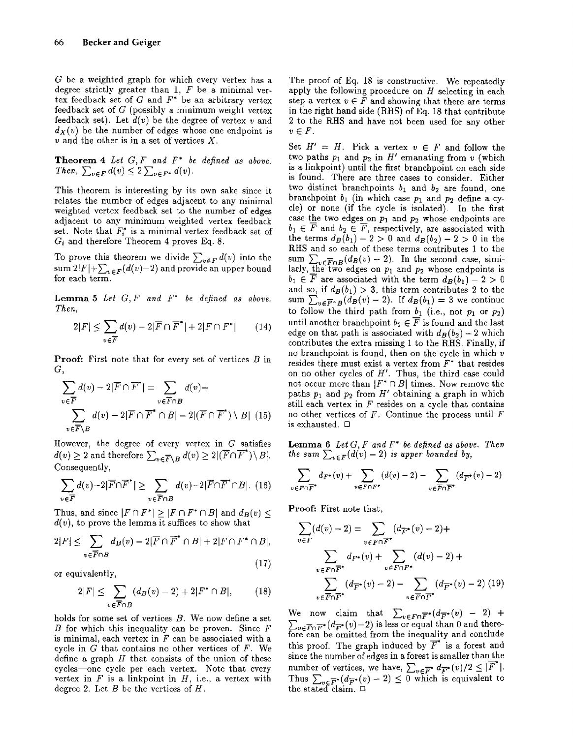$G$ be a weighted graph for which every vertex has a degree strictly greater than 1, $F$ be a minimal vertex feedback set of $G$ and $F^*$ be an arbitrary vertex feedback set of $G$ (possibly a minimum weight vertex feedback set). Let $d(v)$ be the degree of vertex $v$ and $d_X(v)$ be the number of edges whose one endpoint is $v$ and the other is in a set of vertices $X$.

**Theorem 4** *Let $G, F$ and $F^*$ be defined as above. Then, $\sum_{v \in F} d(v) \leq 2 \sum_{v \in F^*} d(v)$.*

This theorem is interesting by its own sake since it relates the number of edges adjacent to any minimal weighted vertex feedback set to the number of edges adjacent to any minimum weighted vertex feedback set. Note that $F_i^*$ is a minimal vertex feedback set of $G_i$ and therefore Theorem 4 proves Eq. 8.

To prove this theorem we divide $\sum_{v \in F} d(v)$ into the sum $2|F| + \sum_{v \in F}(d(v) - 2)$ and provide an upper bound for each term.

**Lemma 5** *Let $G, F$ and $F^*$ be defined as above. Then,*

$$2|F| \leq \sum_{v \in \overline{F}} d(v) - 2|\overline{F} \cap \overline{F}^*| + 2|F \cap F^*| \quad (14)$$

**Proof:** First note that for every set of vertices $B$ in $G$,

$$\sum_{v \in \overline{F}} d(v) - 2|\overline{F} \cap \overline{F}^*| = \sum_{v \in \overline{F} \cap B} d(v) + \sum_{v \in \overline{F} \setminus B} d(v) - 2|\overline{F} \cap \overline{F}^* \cap B| - 2|(\overline{F} \cap \overline{F}^*) \setminus B| \quad (15)$$

However, the degree of every vertex in $G$ satisfies $d(v) \geq 2$ and therefore $\sum_{v \in \overline{F} \setminus B} d(v) \geq 2|(\overline{F} \cap \overline{F}^*) \setminus B|$. Consequently,

$$\sum_{v \in \overline{F}} d(v) - 2|\overline{F} \cap \overline{F}^*| \geq \sum_{v \in \overline{F} \cap B} d(v) - 2|\overline{F} \cap \overline{F}^* \cap B|. \quad (16)$$

Thus, and since $|F \cap F^*| \geq |F \cap F^* \cap B|$ and $d_B(v) \leq d(v)$, to prove the lemma it suffices to show that

$$2|F| \leq \sum_{v \in \overline{F} \cap B} d_B(v) - 2|\overline{F} \cap \overline{F}^* \cap B| + 2|F \cap F^* \cap B|, \quad (17)$$

or equivalently,

$$2|F| \leq \sum_{v \in \overline{F} \cap B} (d_B(v) - 2) + 2|F^* \cap B|, \quad (18)$$

holds for some set of vertices $B$. We now define a set $B$ for which this inequality can be proven. Since $F$ is minimal, each vertex in $F$ can be associated with a cycle in $G$ that contains no other vertices of $F$. We define a graph $H$ that consists of the union of these cycles—one cycle per each vertex. Note that every vertex in $F$ is a linkpoint in $H$, i.e., a vertex with degree 2. Let $B$ be the vertices of $H$.

The proof of Eq. 18 is constructive. We repeatedly apply the following procedure on $H$ selecting in each step a vertex $v \in F$ and showing that there are terms in the right hand side (RHS) of Eq. 18 that contribute 2 to the RHS and have not been used for any other $v \in F$.

Set $H' = H$. Pick a vertex $v \in F$ and follow the two paths $p_1$ and $p_2$ in $H'$ emanating from $v$ (which is a linkpoint) until the first branchpoint on each side is found. There are three cases to consider. Either two distinct branchpoints $b_1$ and $b_2$ are found, one branchpoint $b_1$ (in which case $p_1$ and $p_2$ define a cycle) or none (if the cycle is isolated). In the first case the two edges on $p_1$ and $p_2$ whose endpoints are $b_1 \in \overline{F}$ and $b_2 \in \overline{F}$, respectively, are associated with the terms $d_B(b_1) - 2 > 0$ and $d_B(b_2) - 2 > 0$ in the RHS and so each of these terms contributes 1 to the sum $\sum_{v \in \overline{F} \cap B}(d_B(v) - 2)$. In the second case, similarly, the two edges on $p_1$ and $p_2$ whose endpoints is $b_1 \in \overline{F}$ are associated with the term $d_B(b_1) - 2 > 0$ and so, if $d_B(b_1) > 3$, this term contributes 2 to the sum $\sum_{v \in \overline{F} \cap B}(d_B(v) - 2)$. If $d_B(b_1) = 3$ we continue to follow the third path from $b_1$ (i.e., not $p_1$ or $p_2$) until another branchpoint $b_2 \in \overline{F}$ is found and the last edge on that path is associated with $d_B(b_2) - 2$ which contributes the extra missing 1 to the RHS. Finally, if no branchpoint is found, then on the cycle in which $v$ resides there must exist a vertex from $F^*$ that resides on no other cycles of $H'$. Thus, the third case could not occur more than $|F^* \cap B|$ times. Now remove the paths $p_1$ and $p_2$ from $H'$ obtaining a graph in which still each vertex in $F$ resides on a cycle that contains no other vertices of $F$. Continue the process until $F$ is exhausted. □

**Lemma 6** *Let $G, F$ and $F^*$ be defined as above. Then the sum $\sum_{v \in F}(d(v) - 2)$ is upper bounded by,*

$$\sum_{v \in F \cap \overline{F}^*} d_{F^*}(v) + \sum_{v \in F \cap F^*} (d(v) - 2) - \sum_{v \in \overline{F} \cap \overline{F}^*} (d_{\overline{F}^*}(v) - 2)$$

**Proof:** First note that,

$$\sum_{v \in F}(d(v) - 2) = \sum_{v \in F \cap \overline{F}^*} (d_{\overline{F}^*}(v) - 2) + \sum_{v \in F \cap \overline{F}^*} d_{F^*}(v) + \sum_{v \in F \cap F^*} (d(v) - 2) + \sum_{v \in \overline{F} \cap \overline{F}^*} (d_{\overline{F}^*}(v) - 2) - \sum_{v \in \overline{F} \cap \overline{F}^*} (d_{\overline{F}^*}(v) - 2) \quad (19)$$

We now claim that $\sum_{v \in F \cap \overline{F}^*}(d_{\overline{F}^*}(v) - 2) + \sum_{v \in \overline{F} \cap \overline{F}^*}(d_{\overline{F}^*}(v) - 2)$ is less or equal than 0 and therefore can be omitted from the inequality and conclude this proof. The graph induced by $\overline{F}^*$ is a forest and since the number of edges in a forest is smaller than the number of vertices, we have, $\sum_{v \in \overline{F}^*} d_{\overline{F}^*}(v)/2 \leq |\overline{F}^*|$. Thus $\sum_{v \in \overline{F}^*}(d_{\overline{F}^*}(v) - 2) \leq 0$ which is equivalent to the stated claim. □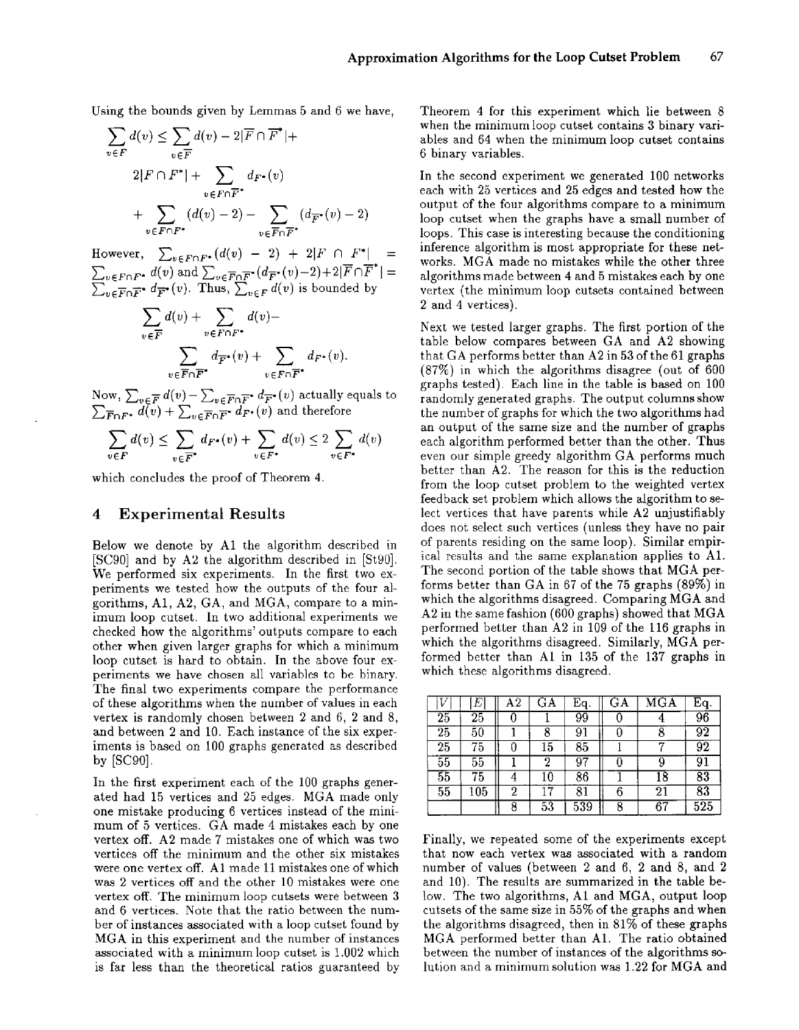Using the bounds given by Lemmas 5 and 6 we have,

$$\sum_{v \in F} d(v) \leq \sum_{v \in \overline{F}} d(v) - 2|\overline{F} \cap \overline{F^*}| +$$

$$2|F \cap F^*| + \sum_{v \in F \cap \overline{F^*}} d_{F^*}(v)$$

$$+ \sum_{v \in F \cap F^*} (d(v) - 2) - \sum_{v \in \overline{F} \cap \overline{F^*}} (d_{\overline{F^*}}(v) - 2)$$

However, $\sum_{v \in F \cap F^*} (d(v) - 2) + 2|F \cap F^*| = \sum_{v \in F \cap F^*} d(v)$ and $\sum_{v \in \overline{F} \cap \overline{F^*}} (d_{\overline{F^*}}(v) - 2) + 2|\overline{F} \cap \overline{F^*}| = \sum_{v \in \overline{F} \cap \overline{F^*}} d_{\overline{F^*}}(v)$. Thus, $\sum_{v \in F} d(v)$ is bounded by

$$\sum_{v \in \overline{F}} d(v) + \sum_{v \in F \cap F^*} d(v) -$$

$$\sum_{v \in \overline{F} \cap \overline{F^*}} d_{\overline{F^*}}(v) + \sum_{v \in F \cap \overline{F^*}} d_{F^*}(v).$$

Now, $\sum_{v \in \overline{F}} d(v) - \sum_{v \in \overline{F} \cap \overline{F^*}} d_{\overline{F^*}}(v)$ actually equals to $\sum_{\overline{F} \cap F^*} d(v) + \sum_{v \in \overline{F} \cap \overline{F^*}} d_{F^*}(v)$ and therefore

$$\sum_{v \in F} d(v) \leq \sum_{v \in \overline{F^*}} d_{F^*}(v) + \sum_{v \in F^*} d(v) \leq 2 \sum_{v \in F^*} d(v)$$

which concludes the proof of Theorem 4.

## 4 Experimental Results

Below we denote by A1 the algorithm described in [SC90] and by A2 the algorithm described in [St90]. We performed six experiments. In the first two experiments we tested how the outputs of the four algorithms, A1, A2, GA, and MGA, compare to a minimum loop cutset. In two additional experiments we checked how the algorithms' outputs compare to each other when given larger graphs for which a minimum loop cutset is hard to obtain. In the above four experiments we have chosen all variables to be binary. The final two experiments compare the performance of these algorithms when the number of values in each vertex is randomly chosen between 2 and 6, 2 and 8, and between 2 and 10. Each instance of the six experiments is based on 100 graphs generated as described by [SC90].

In the first experiment each of the 100 graphs generated had 15 vertices and 25 edges. MGA made only one mistake producing 6 vertices instead of the minimum of 5 vertices. GA made 4 mistakes each by one vertex off. A2 made 7 mistakes one of which was two vertices off the minimum and the other six mistakes were one vertex off. A1 made 11 mistakes one of which was 2 vertices off and the other 10 mistakes were one vertex off. The minimum loop cutsets were between 3 and 6 vertices. Note that the ratio between the number of instances associated with a loop cutset found by MGA in this experiment and the number of instances associated with a minimum loop cutset is 1.002 which is far less than the theoretical ratios guaranteed by Theorem 4 for this experiment which lie between 8 when the minimum loop cutset contains 3 binary variables and 64 when the minimum loop cutset contains 6 binary variables.

In the second experiment we generated 100 networks each with 25 vertices and 25 edges and tested how the output of the four algorithms compare to a minimum loop cutset when the graphs have a small number of loops. This case is interesting because the conditioning inference algorithm is most appropriate for these networks. MGA made no mistakes while the other three algorithms made between 4 and 5 mistakes each by one vertex (the minimum loop cutsets contained between 2 and 4 vertices).

Next we tested larger graphs. The first portion of the table below compares between GA and A2 showing that GA performs better than A2 in 53 of the 61 graphs (87%) in which the algorithms disagree (out of 600 graphs tested). Each line in the table is based on 100 randomly generated graphs. The output columns show the number of graphs for which the two algorithms had an output of the same size and the number of graphs each algorithm performed better than the other. Thus even our simple greedy algorithm GA performs much better than A2. The reason for this is the reduction from the loop cutset problem to the weighted vertex feedback set problem which allows the algorithm to select vertices that have parents while A2 unjustifiably does not select such vertices (unless they have no pair of parents residing on the same loop). Similar empirical results and the same explanation applies to A1. The second portion of the table shows that MGA performs better than GA in 67 of the 75 graphs (89%) in which the algorithms disagreed. Comparing MGA and A2 in the same fashion (600 graphs) showed that MGA performed better than A2 in 109 of the 116 graphs in which the algorithms disagreed. Similarly, MGA performed better than A1 in 135 of the 137 graphs in which these algorithms disagreed.

| $\|V\|$ | $\|E\|$ | A2 | GA | Eq. | GA | MGA | Eq. |
|---|---|---|---|---|---|---|---|
| 25 | 25 | 0 | 1 | 99 | 0 | 4 | 96 |
| 25 | 50 | 1 | 8 | 91 | 0 | 8 | 92 |
| 25 | 75 | 0 | 15 | 85 | 1 | 7 | 92 |
| 55 | 55 | 1 | 2 | 97 | 0 | 9 | 91 |
| 55 | 75 | 4 | 10 | 86 | 1 | 18 | 83 |
| 55 | 105 | 2 | 17 | 81 | 6 | 21 | 83 |
| | | 8 | 53 | 539 | 8 | 67 | 525 |

Finally, we repeated some of the experiments except that now each vertex was associated with a random number of values (between 2 and 6, 2 and 8, and 2 and 10). The results are summarized in the table below. The two algorithms, A1 and MGA, output loop cutsets of the same size in 55% of the graphs and when the algorithms disagreed, then in 81% of these graphs MGA performed better than A1. The ratio obtained between the number of instances of the algorithms solution and a minimum solution was 1.22 for MGA and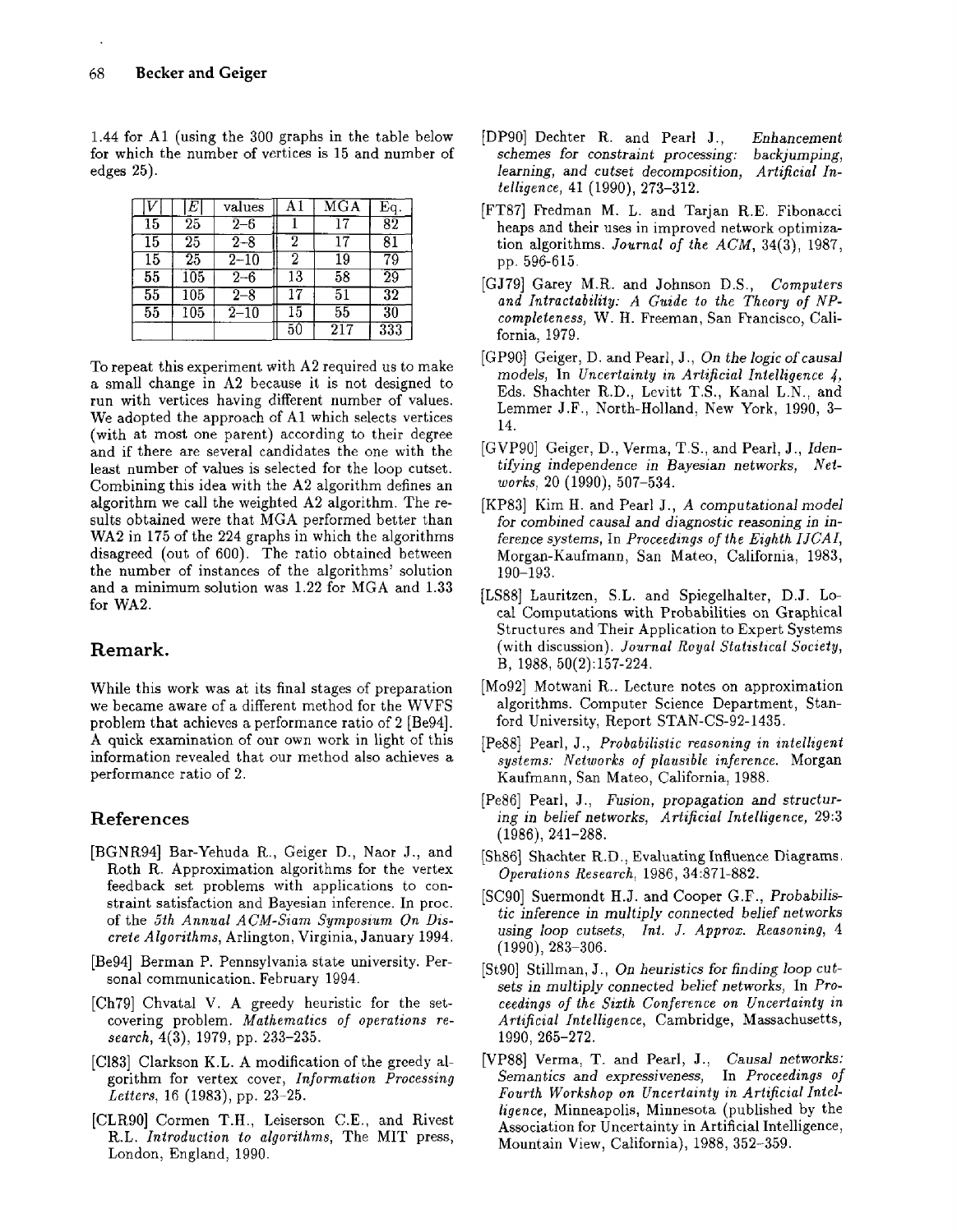1.44 for A1 (using the 300 graphs in the table below for which the number of vertices is 15 and number of edges 25).

| $\lvert V\rvert$ | $\lvert E\rvert$ | values | A1 | MGA | Eq. |
|---|---|---|---|---|---|
| 15 | 25 | 2–6 | 1 | 17 | 82 |
| 15 | 25 | 2–8 | 2 | 17 | 81 |
| 15 | 25 | 2–10 | 2 | 19 | 79 |
| 55 | 105 | 2–6 | 13 | 58 | 29 |
| 55 | 105 | 2–8 | 17 | 51 | 32 |
| 55 | 105 | 2–10 | 15 | 55 | 30 |
| | | | 50 | 217 | 333 |

To repeat this experiment with A2 required us to make a small change in A2 because it is not designed to run with vertices having different number of values. We adopted the approach of A1 which selects vertices (with at most one parent) according to their degree and if there are several candidates the one with the least number of values is selected for the loop cutset. Combining this idea with the A2 algorithm defines an algorithm we call the weighted A2 algorithm. The results obtained were that MGA performed better than WA2 in 175 of the 224 graphs in which the algorithms disagreed (out of 600). The ratio obtained between the number of instances of the algorithms' solution and a minimum solution was 1.22 for MGA and 1.33 for WA2.

## Remark.

While this work was at its final stages of preparation we became aware of a different method for the WVFS problem that achieves a performance ratio of 2 [Be94]. A quick examination of our own work in light of this information revealed that our method also achieves a performance ratio of 2.

## References

[BGNR94] Bar-Yehuda R., Geiger D., Naor J., and Roth R. Approximation algorithms for the vertex feedback set problems with applications to constraint satisfaction and Bayesian inference. In proc. of the *5th Annual ACM-Siam Symposium On Discrete Algorithms*, Arlington, Virginia, January 1994.

[Be94] Berman P. Pennsylvania state university. Personal communication. February 1994.

[Ch79] Chvatal V. A greedy heuristic for the set-covering problem. *Mathematics of operations research*, 4(3), 1979, pp. 233–235.

[Cl83] Clarkson K.L. A modification of the greedy algorithm for vertex cover, *Information Processing Letters*, 16 (1983), pp. 23–25.

[CLR90] Cormen T.H., Leiserson C.E., and Rivest R.L. *Introduction to algorithms*, The MIT press, London, England, 1990.

[DP90] Dechter R. and Pearl J., *Enhancement schemes for constraint processing: backjumping, learning, and cutset decomposition*, *Artificial Intelligence*, 41 (1990), 273–312.

[FT87] Fredman M. L. and Tarjan R.E. Fibonacci heaps and their uses in improved network optimization algorithms. *Journal of the ACM*, 34(3), 1987, pp. 596-615.

[GJ79] Garey M.R. and Johnson D.S., *Computers and Intractability: A Guide to the Theory of NP-completeness*, W. H. Freeman, San Francisco, California, 1979.

[GP90] Geiger, D. and Pearl, J., *On the logic of causal models*, In *Uncertainty in Artificial Intelligence 4*, Eds. Shachter R.D., Levitt T.S., Kanal L.N., and Lemmer J.F., North-Holland, New York, 1990, 3–14.

[GVP90] Geiger, D., Verma, T.S., and Pearl, J., *Identifying independence in Bayesian networks*, *Networks*, 20 (1990), 507–534.

[KP83] Kim H. and Pearl J., *A computational model for combined causal and diagnostic reasoning in inference systems*, In *Proceedings of the Eighth IJCAI*, Morgan-Kaufmann, San Mateo, California, 1983, 190–193.

[LS88] Lauritzen, S.L. and Spiegelhalter, D.J. Local Computations with Probabilities on Graphical Structures and Their Application to Expert Systems (with discussion). *Journal Royal Statistical Society*, B, 1988, 50(2):157-224.

[Mo92] Motwani R.. Lecture notes on approximation algorithms. Computer Science Department, Stanford University, Report STAN-CS-92-1435.

[Pe88] Pearl, J., *Probabilistic reasoning in intelligent systems: Networks of plausible inference.* Morgan Kaufmann, San Mateo, California, 1988.

[Pe86] Pearl, J., *Fusion, propagation and structuring in belief networks*, *Artificial Intelligence*, 29:3 (1986), 241–288.

[Sh86] Shachter R.D., Evaluating Influence Diagrams. *Operations Research*, 1986, 34:871-882.

[SC90] Suermondt H.J. and Cooper G.F., *Probabilistic inference in multiply connected belief networks using loop cutsets*, *Int. J. Approx. Reasoning*, 4 (1990), 283–306.

[St90] Stillman, J., *On heuristics for finding loop cutsets in multiply connected belief networks*, In *Proceedings of the Sixth Conference on Uncertainty in Artificial Intelligence*, Cambridge, Massachusetts, 1990, 265–272.

[VP88] Verma, T. and Pearl, J., *Causal networks: Semantics and expressiveness*, In *Proceedings of Fourth Workshop on Uncertainty in Artificial Intelligence*, Minneapolis, Minnesota (published by the Association for Uncertainty in Artificial Intelligence, Mountain View, California), 1988, 352–359.